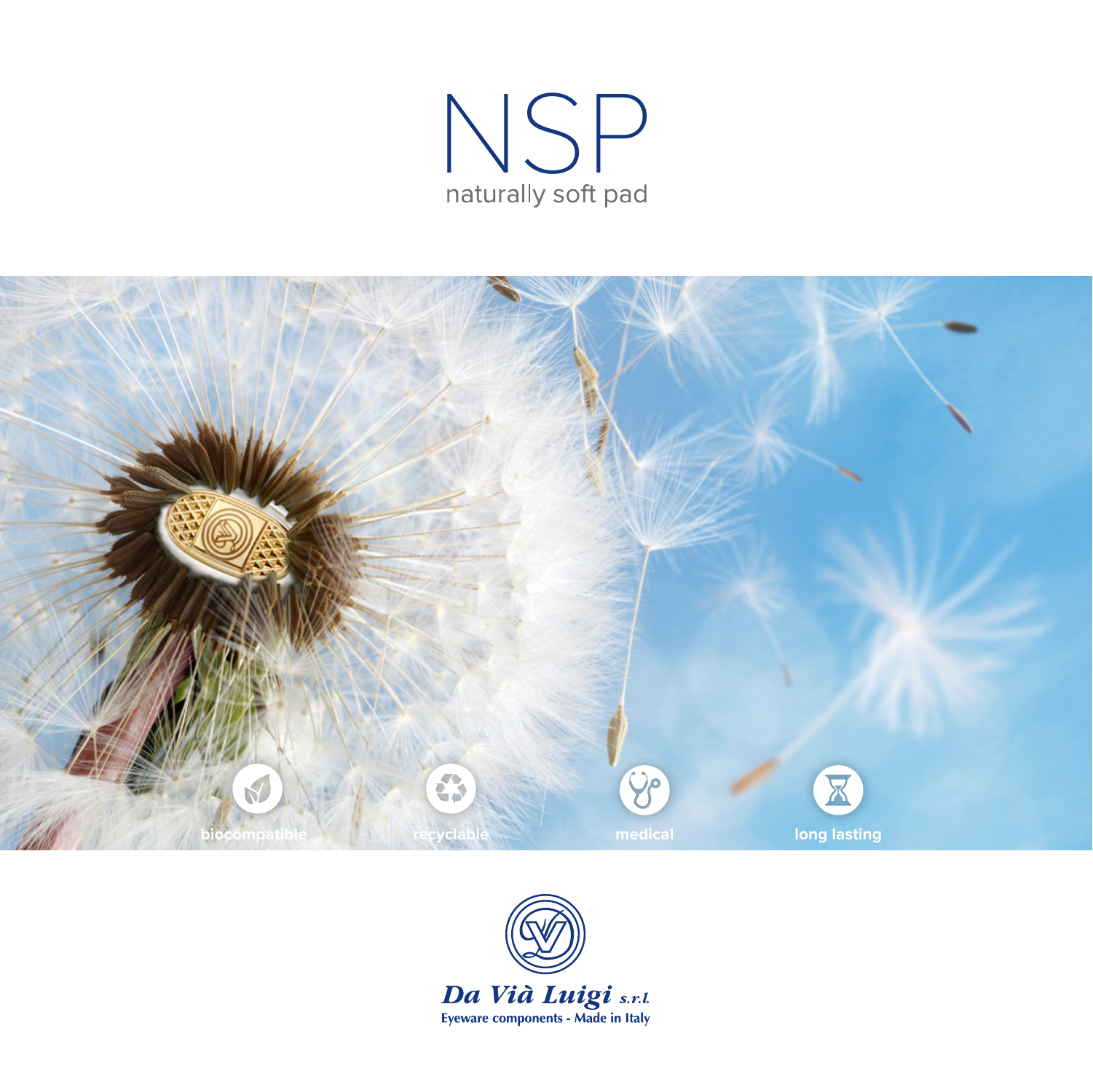# NSP

naturally soft pad

biocompatible

recyclable

medical

long lasting

**Da Vià Luigi** s.r.l.

Eyeware components - Made in Italy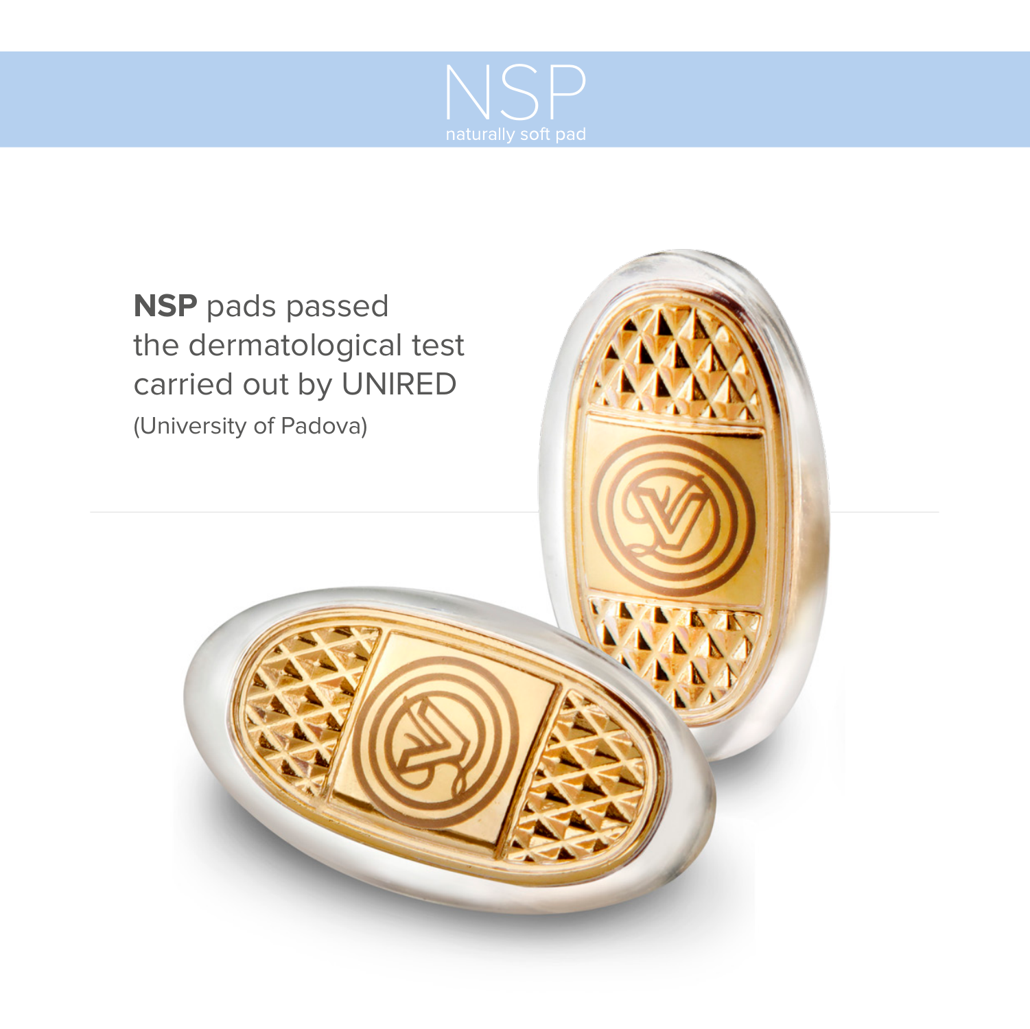# NSP

naturally soft pad

**NSP** pads passed the dermatological test carried out by UNIRED

(University of Padova)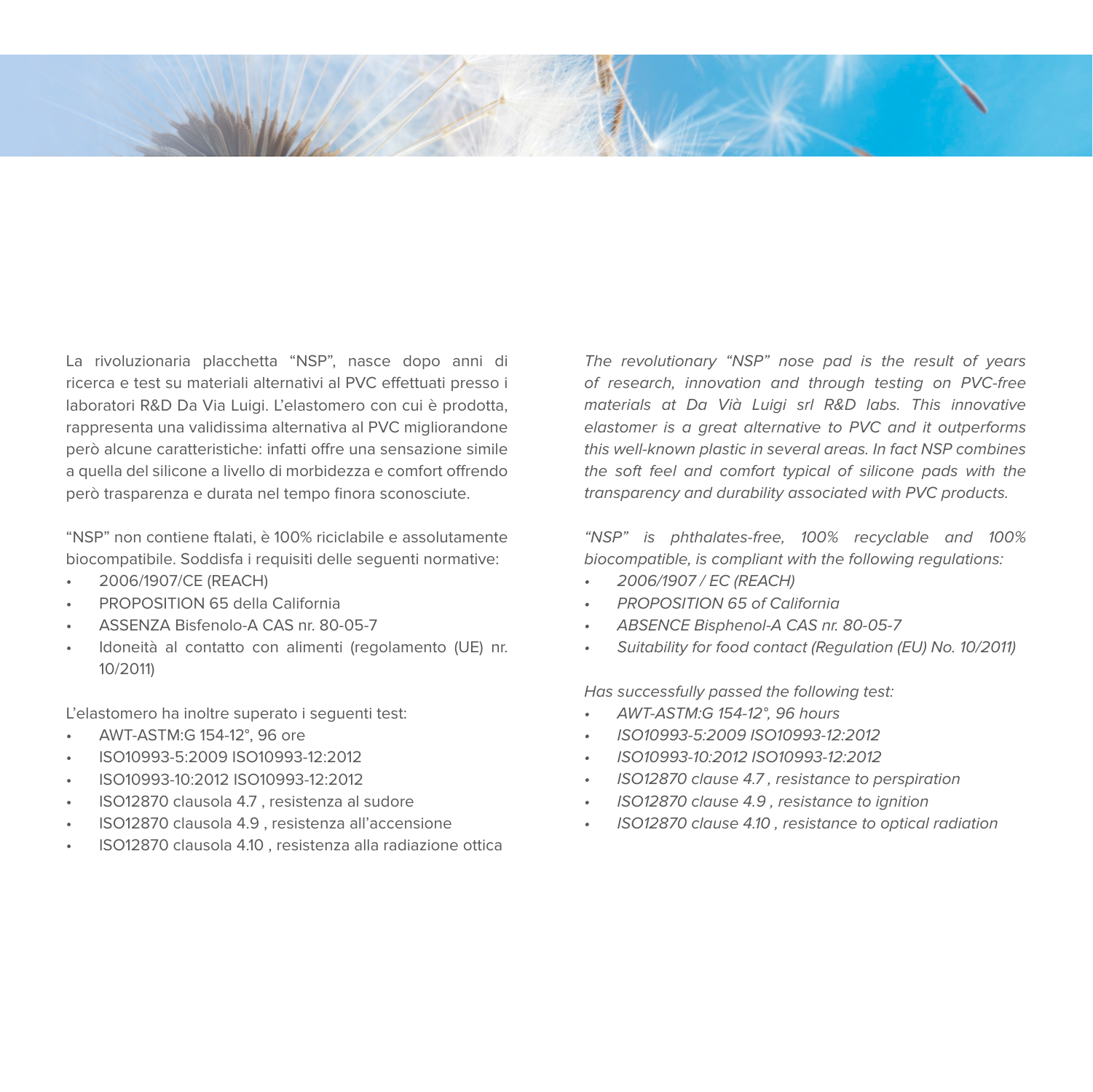La rivoluzionaria placchetta “NSP”, nasce dopo anni di ricerca e test su materiali alternativi al PVC effettuati presso i laboratori R&D Da Via Luigi. L’elastomero con cui è prodotta, rappresenta una validissima alternativa al PVC migliorandone però alcune caratteristiche: infatti offre una sensazione simile a quella del silicone a livello di morbidezza e comfort offrendo però trasparenza e durata nel tempo finora sconosciute.

“NSP” non contiene ftalati, è 100% riciclabile e assolutamente biocompatibile. Soddisfa i requisiti delle seguenti normative:

- 2006/1907/CE (REACH)
- PROPOSITION 65 della California
- ASSENZA Bisfenolo-A CAS nr. 80-05-7
- Idoneità al contatto con alimenti (regolamento (UE) nr. 10/2011)

L’elastomero ha inoltre superato i seguenti test:

- AWT-ASTM:G 154-12°, 96 ore
- ISO10993-5:2009 ISO10993-12:2012
- ISO10993-10:2012 ISO10993-12:2012
- ISO12870 clausola 4.7 , resistenza al sudore
- ISO12870 clausola 4.9 , resistenza all’accensione
- ISO12870 clausola 4.10 , resistenza alla radiazione ottica

*The revolutionary “NSP” nose pad is the result of years of research, innovation and through testing on PVC-free materials at Da Vià Luigi srl R&D labs. This innovative elastomer is a great alternative to PVC and it outperforms this well-known plastic in several areas. In fact NSP combines the soft feel and comfort typical of silicone pads with the transparency and durability associated with PVC products.*

*“NSP” is phthalates-free, 100% recyclable and 100% biocompatible, is compliant with the following regulations:*

- *2006/1907 / EC (REACH)*
- *PROPOSITION 65 of California*
- *ABSENCE Bisphenol-A CAS nr. 80-05-7*
- *Suitability for food contact (Regulation (EU) No. 10/2011)*

*Has successfully passed the following test:*

- *AWT-ASTM:G 154-12°, 96 hours*
- *ISO10993-5:2009 ISO10993-12:2012*
- *ISO10993-10:2012 ISO10993-12:2012*
- *ISO12870 clause 4.7 , resistance to perspiration*
- *ISO12870 clause 4.9 , resistance to ignition*
- *ISO12870 clause 4.10 , resistance to optical radiation*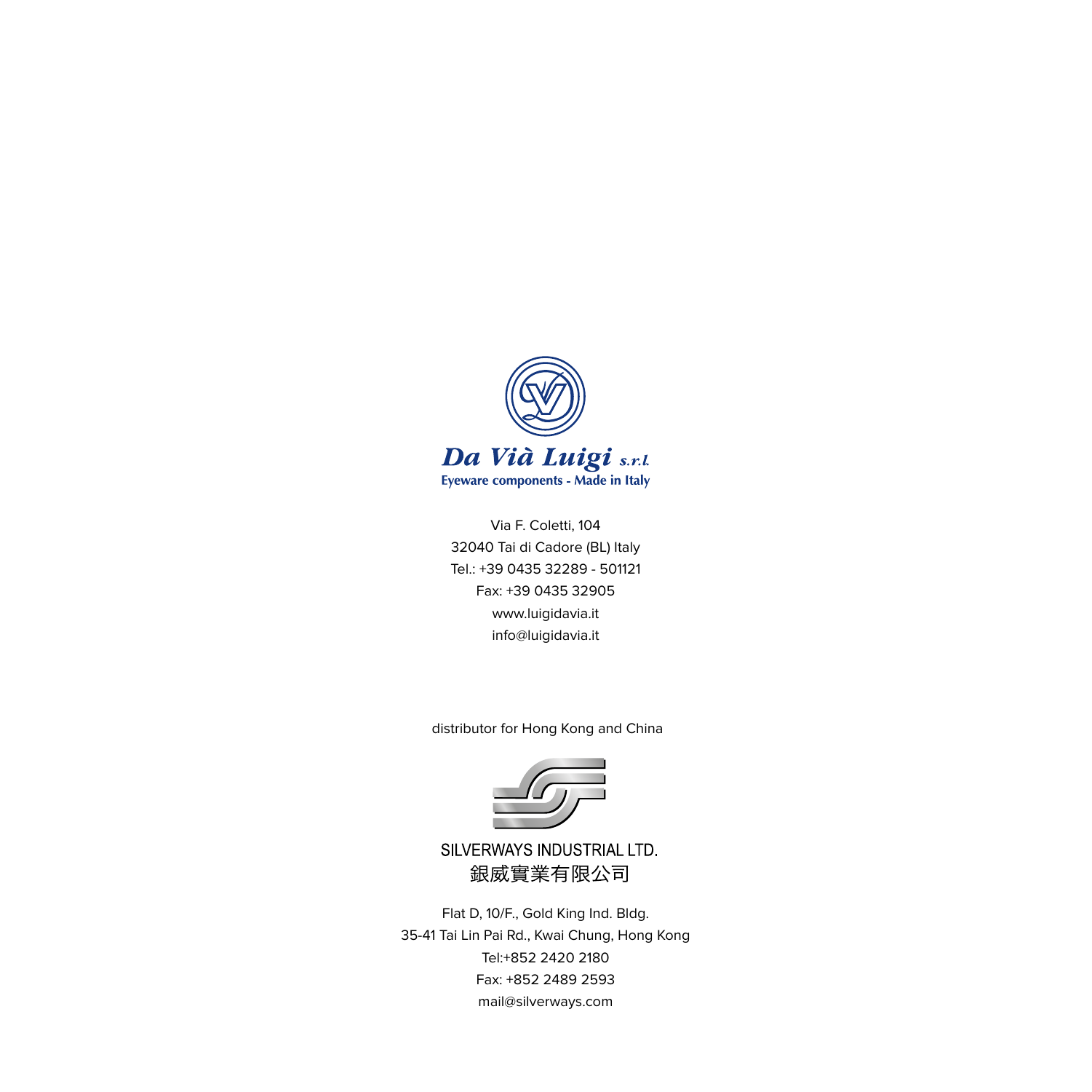**Da Vià Luigi** s.r.l.

**Eyeware components - Made in Italy**

Via F. Coletti, 104
32040 Tai di Cadore (BL) Italy
Tel.: +39 0435 32289 - 501121
Fax: +39 0435 32905
www.luigidavia.it
info@luigidavia.it

distributor for Hong Kong and China

SILVERWAYS INDUSTRIAL LTD.
銀威實業有限公司

Flat D, 10/F., Gold King Ind. Bldg.
35-41 Tai Lin Pai Rd., Kwai Chung, Hong Kong
Tel:+852 2420 2180
Fax: +852 2489 2593
mail@silverways.com